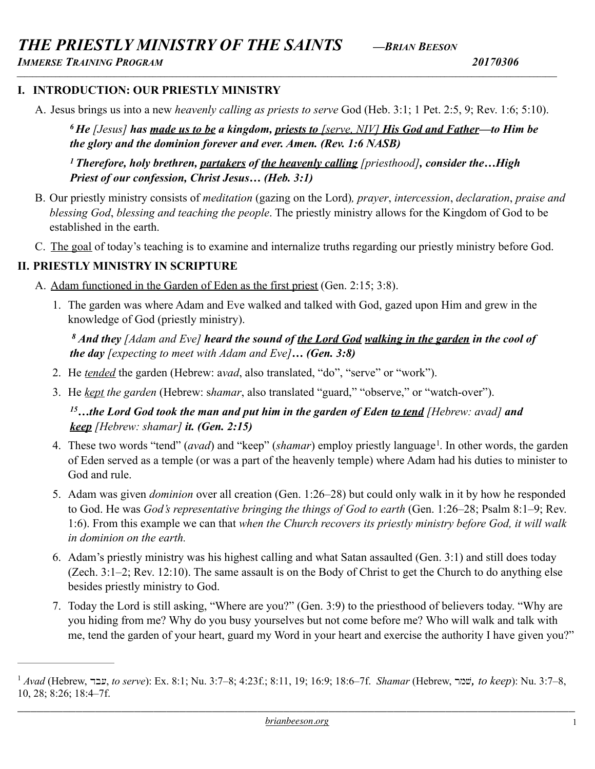# *THE PRIESTLY MINISTRY OF THE SAINTS* —*BRIAN BEESON*

***IMMERSE TRAINING PROGRAM*** ***20170306***

## I. INTRODUCTION: OUR PRIESTLY MINISTRY

A. Jesus brings us into a new *heavenly calling as priests to serve* God (Heb. 3:1; 1 Pet. 2:5, 9; Rev. 1:6; 5:10).

> ***[6] He** [Jesus] **has made us to be a kingdom, priests to** [serve, NIV] **His God and Father—to Him be the glory and the dominion forever and ever. Amen. (Rev. 1:6 NASB)***

> ***[1] Therefore, holy brethren, partakers of the heavenly calling** [priesthood]**, consider the…High Priest of our confession, Christ Jesus… (Heb. 3:1)***

B. Our priestly ministry consists of *meditation* (gazing on the Lord)*, prayer*, *intercession*, *declaration*, *praise and blessing God*, *blessing and teaching the people*. The priestly ministry allows for the Kingdom of God to be established in the earth.

C. The goal of today's teaching is to examine and internalize truths regarding our priestly ministry before God.

## II. PRIESTLY MINISTRY IN SCRIPTURE

A. Adam functioned in the Garden of Eden as the first priest (Gen. 2:15; 3:8).

1. The garden was where Adam and Eve walked and talked with God, gazed upon Him and grew in the knowledge of God (priestly ministry).

> ***[8] And they** [Adam and Eve] **heard the sound of the Lord God walking in the garden in the cool of the day** [expecting to meet with Adam and Eve]**… (Gen. 3:8)***

2. He *tended* the garden (Hebrew: a*vad*, also translated, "do", "serve" or "work").

3. He *kept the garden* (Hebrew: s*hamar*, also translated "guard," "observe," or "watch-over").

> ***[15]…the Lord God took the man and put him in the garden of Eden to tend** [Hebrew: avad] **and keep** [Hebrew: shamar] **it. (Gen. 2:15)***

4. These two words "tend" (*avad*) and "keep" (*shamar*) employ priestly language[1]. In other words, the garden of Eden served as a temple (or was a part of the heavenly temple) where Adam had his duties to minister to God and rule.

5. Adam was given *dominion* over all creation (Gen. 1:26–28) but could only walk in it by how he responded to God. He was *God's representative bringing the things of God to earth* (Gen. 1:26–28; Psalm 8:1–9; Rev. 1:6). From this example we can that *when the Church recovers its priestly ministry before God, it will walk in dominion on the earth.*

6. Adam's priestly ministry was his highest calling and what Satan assaulted (Gen. 3:1) and still does today (Zech. 3:1–2; Rev. 12:10). The same assault is on the Body of Christ to get the Church to do anything else besides priestly ministry to God.

7. Today the Lord is still asking, "Where are you?" (Gen. 3:9) to the priesthood of believers today. "Why are you hiding from me? Why do you busy yourselves but not come before me? Who will walk and talk with me, tend the garden of your heart, guard my Word in your heart and exercise the authority I have given you?"

---

[1] *Avad* (Hebrew, עבד, *to serve*): Ex. 8:1; Nu. 3:7–8; 4:23f.; 8:11, 19; 16:9; 18:6–7f. *Shamar* (Hebrew, שמר*, to keep*): Nu. 3:7–8, 10, 28; 8:26; 18:4–7f.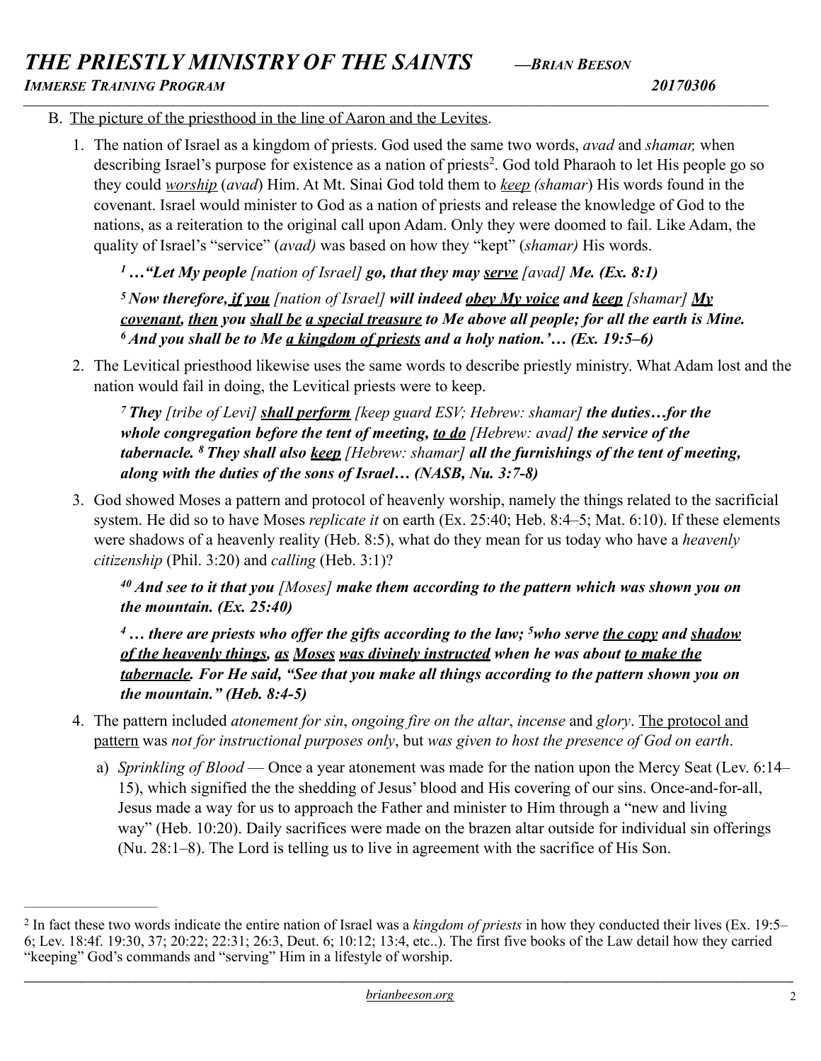B. <u>The picture of the priesthood in the line of Aaron and the Levites</u>.

1. The nation of Israel as a kingdom of priests. God used the same two words, *avad* and *shamar,* when describing Israel's purpose for existence as a nation of priests[2]. God told Pharaoh to let His people go so they could ***<u>worship</u>*** (*avad*) Him. At Mt. Sinai God told them to ***<u>keep</u>*** *(shamar*) His words found in the covenant. Israel would minister to God as a nation of priests and release the knowledge of God to the nations, as a reiteration to the original call upon Adam. Only they were doomed to fail. Like Adam, the quality of Israel's "service" (*avad)* was based on how they "kept" (*shamar)* His words.

   > ***[1] …"Let My people** [nation of Israel] **go, that they may <u>serve</u>** [avad] **Me. (Ex. 8:1)***
   >
   > ***[5] Now therefore, <u>if you</u>** [nation of Israel] **will indeed <u>obey My voice</u> and <u>keep</u>** [shamar] **<u>My covenant</u>, <u>then</u> you <u>shall be</u> <u>a special treasure</u> to Me above all people; for all the earth is Mine. [6] And you shall be to Me <u>a kingdom of priests</u> and a holy nation.'… (Ex. 19:5–6)***

2. The Levitical priesthood likewise uses the same words to describe priestly ministry. What Adam lost and the nation would fail in doing, the Levitical priests were to keep.

   > ***[7] They** [tribe of Levi] **<u>shall perform</u>** [keep guard ESV; Hebrew: shamar] **the duties…for the whole congregation before the tent of meeting, <u>to do</u>** [Hebrew: avad] **the service of the tabernacle. [8] They shall also <u>keep</u>** [Hebrew: shamar] **all the furnishings of the tent of meeting, along with the duties of the sons of Israel… (NASB, Nu. 3:7-8)***

3. God showed Moses a pattern and protocol of heavenly worship, namely the things related to the sacrificial system. He did so to have Moses *replicate it* on earth (Ex. 25:40; Heb. 8:4–5; Mat. 6:10). If these elements were shadows of a heavenly reality (Heb. 8:5), what do they mean for us today who have a *heavenly citizenship* (Phil. 3:20) and *calling* (Heb. 3:1)?

   > ***[40] And see to it that you** [Moses] **make them according to the pattern which was shown you on the mountain. (Ex. 25:40)***
   >
   > ***[4] … there are priests who offer the gifts according to the law; [5]who serve <u>the copy</u> and <u>shadow of the heavenly things</u>, <u>as</u> <u>Moses</u> <u>was divinely instructed</u> when he was about <u>to make the tabernacle</u>. For He said, "See that you make all things according to the pattern shown you on the mountain." (Heb. 8:4-5)***

4. The pattern included *atonement for sin*, *ongoing fire on the altar*, *incense* and *glory*. <u>The protocol and pattern</u> was *not for instructional purposes only*, but *was given to host the presence of God on earth*.

   a) *Sprinkling of Blood* — Once a year atonement was made for the nation upon the Mercy Seat (Lev. 6:14–15), which signified the the shedding of Jesus' blood and His covering of our sins. Once-and-for-all, Jesus made a way for us to approach the Father and minister to Him through a "new and living way" (Heb. 10:20). Daily sacrifices were made on the brazen altar outside for individual sin offerings (Nu. 28:1–8). The Lord is telling us to live in agreement with the sacrifice of His Son.

---

[2] In fact these two words indicate the entire nation of Israel was a *kingdom of priests* in how they conducted their lives (Ex. 19:5–6; Lev. 18:4f. 19:30, 37; 20:22; 22:31; 26:3, Deut. 6; 10:12; 13:4, etc..). The first five books of the Law detail how they carried "keeping" God's commands and "serving" Him in a lifestyle of worship.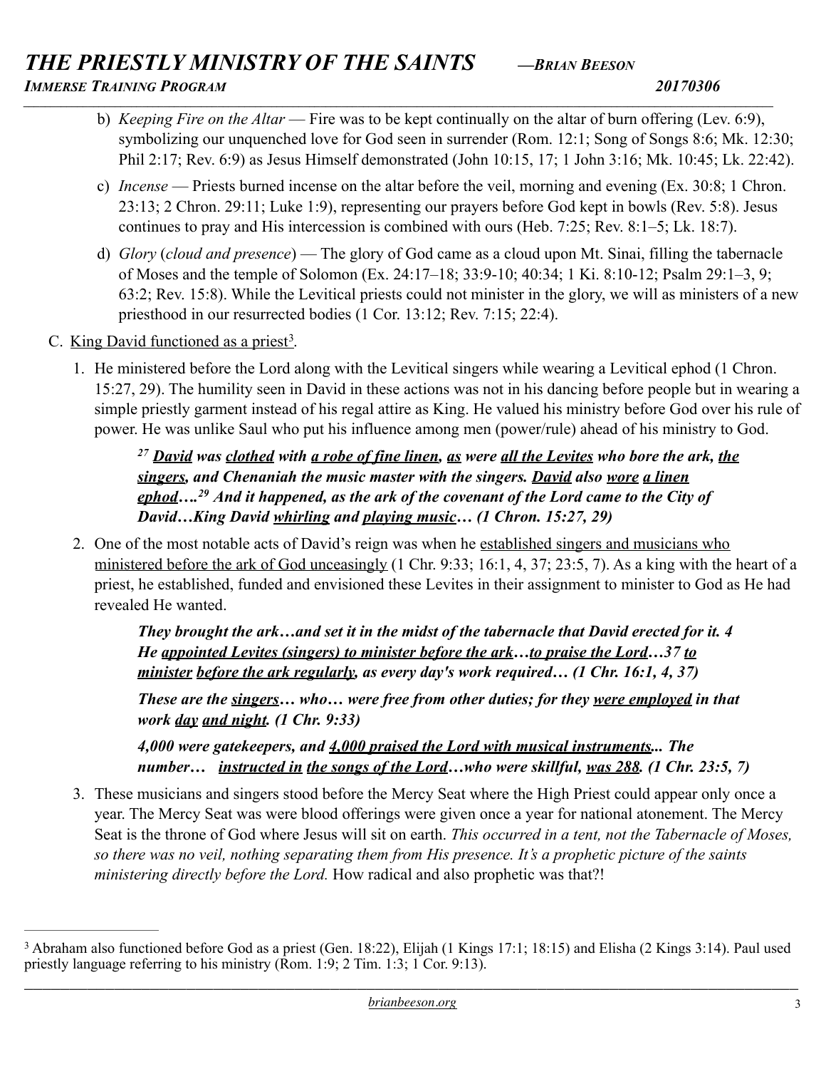b) *Keeping Fire on the Altar* — Fire was to be kept continually on the altar of burn offering (Lev. 6:9), symbolizing our unquenched love for God seen in surrender (Rom. 12:1; Song of Songs 8:6; Mk. 12:30; Phil 2:17; Rev. 6:9) as Jesus Himself demonstrated (John 10:15, 17; 1 John 3:16; Mk. 10:45; Lk. 22:42).

c) *Incense* — Priests burned incense on the altar before the veil, morning and evening (Ex. 30:8; 1 Chron. 23:13; 2 Chron. 29:11; Luke 1:9), representing our prayers before God kept in bowls (Rev. 5:8). Jesus continues to pray and His intercession is combined with ours (Heb. 7:25; Rev. 8:1–5; Lk. 18:7).

d) *Glory* (*cloud and presence*) — The glory of God came as a cloud upon Mt. Sinai, filling the tabernacle of Moses and the temple of Solomon (Ex. 24:17–18; 33:9-10; 40:34; 1 Ki. 8:10-12; Psalm 29:1–3, 9; 63:2; Rev. 15:8). While the Levitical priests could not minister in the glory, we will as ministers of a new priesthood in our resurrected bodies (1 Cor. 13:12; Rev. 7:15; 22:4).

C. <u>King David functioned as a priest</u>[3].

1. He ministered before the Lord along with the Levitical singers while wearing a Levitical ephod (1 Chron. 15:27, 29). The humility seen in David in these actions was not in his dancing before people but in wearing a simple priestly garment instead of his regal attire as King. He valued his ministry before God over his rule of power. He was unlike Saul who put his influence among men (power/rule) ahead of his ministry to God.

   > ***[27] <u>David</u> was <u>clothed</u> with <u>a robe of fine linen</u>, <u>as</u> were <u>all the Levites</u> who bore the ark, <u>the singers</u>, and Chenaniah the music master with the singers. <u>David</u> also <u>wore</u> <u>a linen ephod</u>….[29] And it happened, as the ark of the covenant of the Lord came to the City of David…King David <u>whirling</u> and <u>playing music</u>… (1 Chron. 15:27, 29)***

2. One of the most notable acts of David's reign was when he <u>established singers and musicians who ministered before the ark of God unceasingly</u> (1 Chr. 9:33; 16:1, 4, 37; 23:5, 7). As a king with the heart of a priest, he established, funded and envisioned these Levites in their assignment to minister to God as He had revealed He wanted.

   > ***They brought the ark…and set it in the midst of the tabernacle that David erected for it. 4 He <u>appointed Levites (singers) to minister before the ark</u>…<u>to praise the Lord</u>…37 <u>to minister</u> <u>before the ark regularly</u>, as every day's work required… (1 Chr. 16:1, 4, 37)***
   >
   > ***These are the <u>singers</u>… who… were free from other duties; for they <u>were employed</u> in that work <u>day</u> <u>and night</u>. (1 Chr. 9:33)***
   >
   > ***4,000 were gatekeepers, and <u>4,000 praised the Lord with musical instruments</u>... The number… <u>instructed in</u> <u>the songs of the Lord</u>…who were skillful, <u>was 288</u>. (1 Chr. 23:5, 7)***

3. These musicians and singers stood before the Mercy Seat where the High Priest could appear only once a year. The Mercy Seat was were blood offerings were given once a year for national atonement. The Mercy Seat is the throne of God where Jesus will sit on earth. *This occurred in a tent, not the Tabernacle of Moses, so there was no veil, nothing separating them from His presence. It's a prophetic picture of the saints ministering directly before the Lord.* How radical and also prophetic was that?!

---

[3] Abraham also functioned before God as a priest (Gen. 18:22), Elijah (1 Kings 17:1; 18:15) and Elisha (2 Kings 3:14). Paul used priestly language referring to his ministry (Rom. 1:9; 2 Tim. 1:3; 1 Cor. 9:13).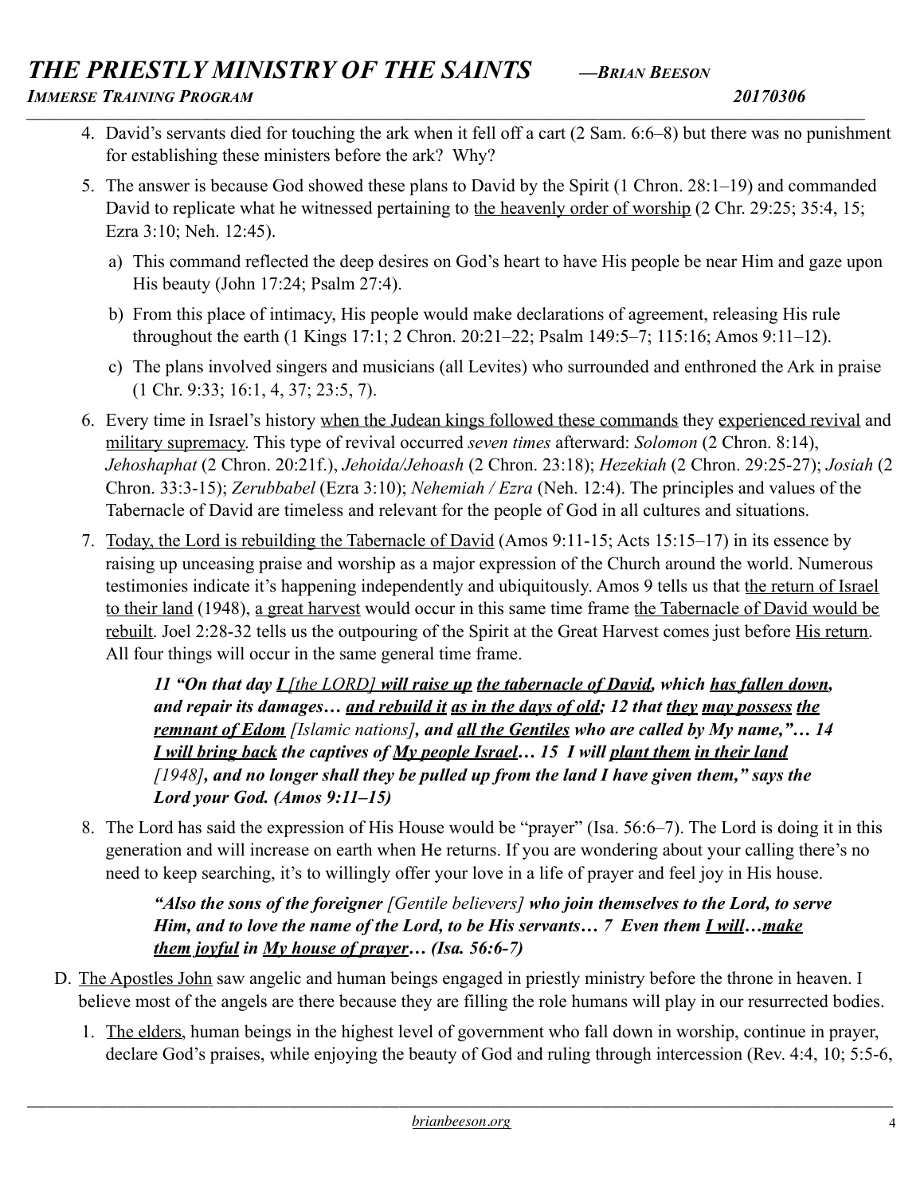4. David's servants died for touching the ark when it fell off a cart (2 Sam. 6:6–8) but there was no punishment for establishing these ministers before the ark? Why?

5. The answer is because God showed these plans to David by the Spirit (1 Chron. 28:1–19) and commanded David to replicate what he witnessed pertaining to <u>the heavenly order of worship</u> (2 Chr. 29:25; 35:4, 15; Ezra 3:10; Neh. 12:45).

   a) This command reflected the deep desires on God's heart to have His people be near Him and gaze upon His beauty (John 17:24; Psalm 27:4).

   b) From this place of intimacy, His people would make declarations of agreement, releasing His rule throughout the earth (1 Kings 17:1; 2 Chron. 20:21–22; Psalm 149:5–7; 115:16; Amos 9:11–12).

   c) The plans involved singers and musicians (all Levites) who surrounded and enthroned the Ark in praise (1 Chr. 9:33; 16:1, 4, 37; 23:5, 7).

6. Every time in Israel's history <u>when the Judean kings followed these commands</u> they <u>experienced revival</u> and <u>military supremacy</u>. This type of revival occurred *seven times* afterward: *Solomon* (2 Chron. 8:14), *Jehoshaphat* (2 Chron. 20:21f.), *Jehoida/Jehoash* (2 Chron. 23:18); *Hezekiah* (2 Chron. 29:25-27); *Josiah* (2 Chron. 33:3-15); *Zerubbabel* (Ezra 3:10); *Nehemiah / Ezra* (Neh. 12:4). The principles and values of the Tabernacle of David are timeless and relevant for the people of God in all cultures and situations.

7. <u>Today, the Lord is rebuilding the Tabernacle of David</u> (Amos 9:11-15; Acts 15:15–17) in its essence by raising up unceasing praise and worship as a major expression of the Church around the world. Numerous testimonies indicate it's happening independently and ubiquitously. Amos 9 tells us that <u>the return of Israel to their land</u> (1948), <u>a great harvest</u> would occur in this same time frame <u>the Tabernacle of David would be rebuilt</u>. Joel 2:28-32 tells us the outpouring of the Spirit at the Great Harvest comes just before <u>His return</u>. All four things will occur in the same general time frame.

   > ***11 "On that day <u>I</u>*** *<u>[the LORD]</u>* ***<u>will raise up</u> <u>the tabernacle of David</u>, which <u>has fallen down</u>, and repair its damages… <u>and rebuild it</u> <u>as in the days of old</u>; 12 that <u>they</u> <u>may possess</u> <u>the remnant of Edom</u>*** *[Islamic nations]*, ***and <u>all the Gentiles</u> who are called by My name,"… 14 <u>I will bring back</u> the captives of <u>My people Israel</u>… 15 I will <u>plant them</u> <u>in their land</u>*** *[1948]*, ***and no longer shall they be pulled up from the land I have given them," says the Lord your God. (Amos 9:11–15)***

8. The Lord has said the expression of His House would be "prayer" (Isa. 56:6–7). The Lord is doing it in this generation and will increase on earth when He returns. If you are wondering about your calling there's no need to keep searching, it's to willingly offer your love in a life of prayer and feel joy in His house.

   > ***"Also the sons of the foreigner*** *[Gentile believers]* ***who join themselves to the Lord, to serve Him, and to love the name of the Lord, to be His servants… 7 Even them <u>I will</u>…<u>make them</u> <u>joyful</u> in <u>My house of prayer</u>… (Isa. 56:6-7)***

D. <u>The Apostles John</u> saw angelic and human beings engaged in priestly ministry before the throne in heaven. I believe most of the angels are there because they are filling the role humans will play in our resurrected bodies.

   1. <u>The elders</u>, human beings in the highest level of government who fall down in worship, continue in prayer, declare God's praises, while enjoying the beauty of God and ruling through intercession (Rev. 4:4, 10; 5:5-6,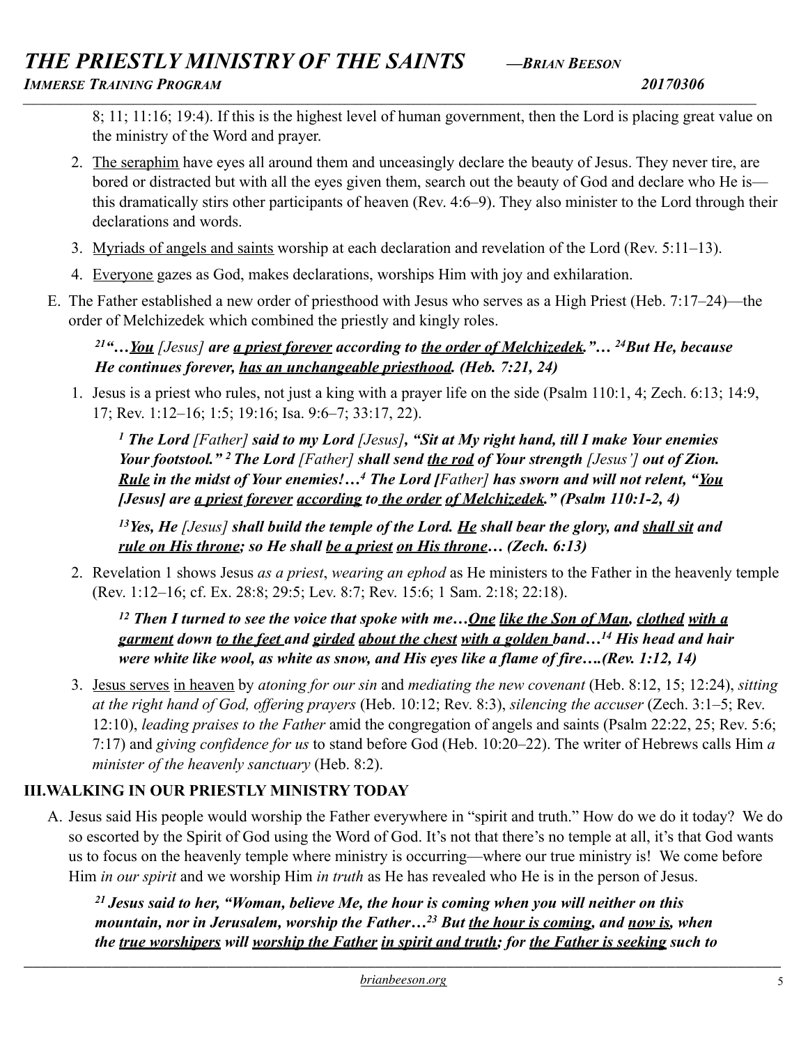8; 11; 11:16; 19:4). If this is the highest level of human government, then the Lord is placing great value on the ministry of the Word and prayer.

2. The seraphim have eyes all around them and unceasingly declare the beauty of Jesus. They never tire, are bored or distracted but with all the eyes given them, search out the beauty of God and declare who He is—this dramatically stirs other participants of heaven (Rev. 4:6–9). They also minister to the Lord through their declarations and words.
3. Myriads of angels and saints worship at each declaration and revelation of the Lord (Rev. 5:11–13).
4. Everyone gazes as God, makes declarations, worships Him with joy and exhilaration.

E. The Father established a new order of priesthood with Jesus who serves as a High Priest (Heb. 7:17–24)—the order of Melchizedek which combined the priestly and kingly roles.

> ***[21]"…You** [Jesus] **are a priest forever according to the order of Melchizedek."… [24]But He, because He continues forever, has an unchangeable priesthood. (Heb. 7:21, 24)***

1. Jesus is a priest who rules, not just a king with a prayer life on the side (Psalm 110:1, 4; Zech. 6:13; 14:9, 17; Rev. 1:12–16; 1:5; 19:16; Isa. 9:6–7; 33:17, 22).

> ***[1] The Lord** [Father] **said to my Lord** [Jesus]**, "Sit at My right hand, till I make Your enemies Your footstool." [2] The Lord** [Father] **shall send the rod of Your strength** [Jesus'] **out of Zion. Rule in the midst of Your enemies!…[4] The Lord [**Father**] has sworn and will not relent, "You [Jesus] are a priest forever according to the order of Melchizedek." (Psalm 110:1-2, 4)***

> ***[13]Yes, He** [Jesus] **shall build the temple of the Lord. He shall bear the glory, and shall sit and rule on His throne; so He shall be a priest on His throne… (Zech. 6:13)***

2. Revelation 1 shows Jesus *as a priest*, *wearing an ephod* as He ministers to the Father in the heavenly temple (Rev. 1:12–16; cf. Ex. 28:8; 29:5; Lev. 8:7; Rev. 15:6; 1 Sam. 2:18; 22:18).

> ***[12] Then I turned to see the voice that spoke with me…One like the Son of Man, clothed with a garment down to the feet and girded about the chest with a golden band…[14] His head and hair were white like wool, as white as snow, and His eyes like a flame of fire….(Rev. 1:12, 14)***

3. Jesus serves in heaven by *atoning for our sin* and *mediating the new covenant* (Heb. 8:12, 15; 12:24), *sitting at the right hand of God, offering prayers* (Heb. 10:12; Rev. 8:3), *silencing the accuser* (Zech. 3:1–5; Rev. 12:10), *leading praises to the Father* amid the congregation of angels and saints (Psalm 22:22, 25; Rev. 5:6; 7:17) and *giving confidence for us* to stand before God (Heb. 10:20–22). The writer of Hebrews calls Him *a minister of the heavenly sanctuary* (Heb. 8:2).

## III. WALKING IN OUR PRIESTLY MINISTRY TODAY

A. Jesus said His people would worship the Father everywhere in "spirit and truth." How do we do it today? We do so escorted by the Spirit of God using the Word of God. It's not that there's no temple at all, it's that God wants us to focus on the heavenly temple where ministry is occurring—where our true ministry is! We come before Him *in our spirit* and we worship Him *in truth* as He has revealed who He is in the person of Jesus.

> ***[21] Jesus said to her, "Woman, believe Me, the hour is coming when you will neither on this mountain, nor in Jerusalem, worship the Father…[23] But the hour is coming, and now is, when the true worshipers will worship the Father in spirit and truth; for the Father is seeking such to***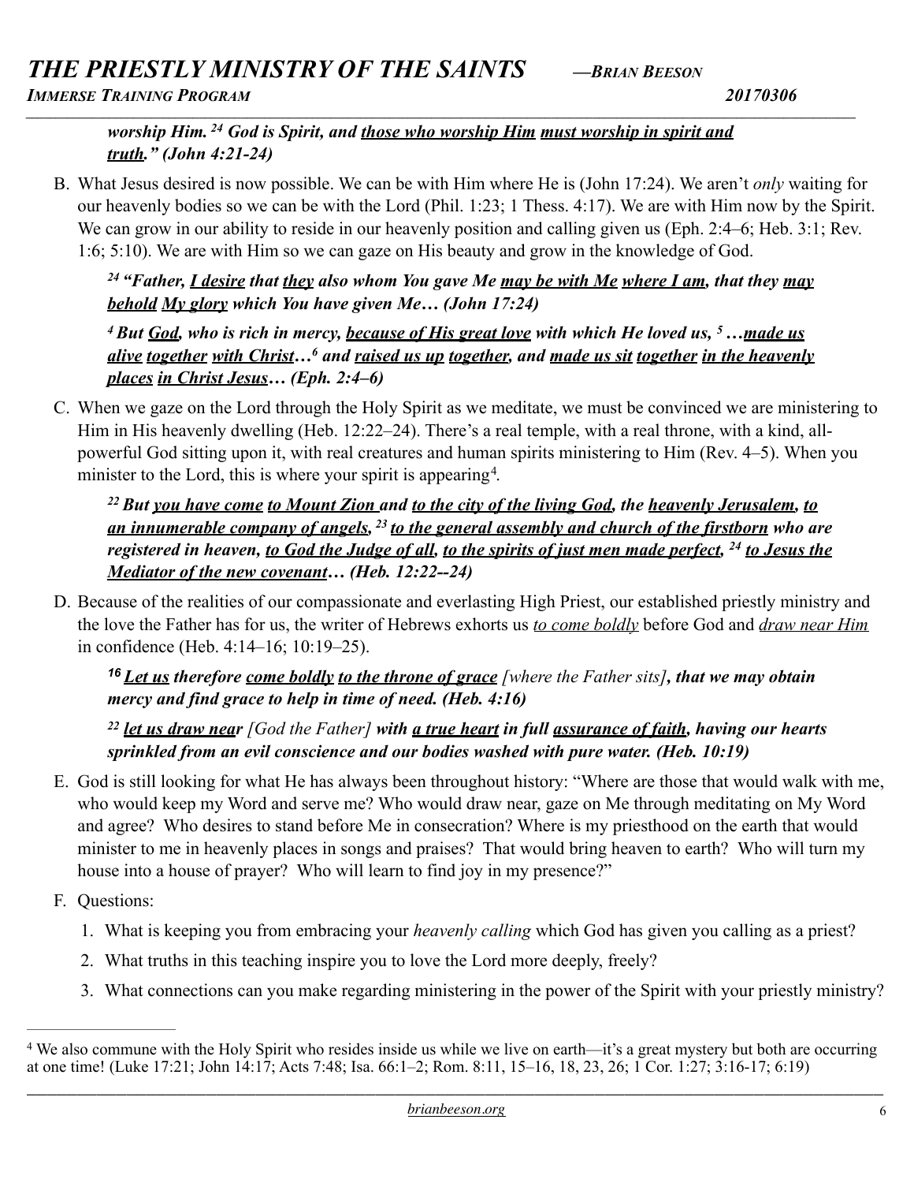***worship Him. [24] God is Spirit, and <u>those who worship Him</u> <u>must worship in spirit and truth</u>." (John 4:21-24)***

B. What Jesus desired is now possible. We can be with Him where He is (John 17:24). We aren't *only* waiting for our heavenly bodies so we can be with the Lord (Phil. 1:23; 1 Thess. 4:17). We are with Him now by the Spirit. We can grow in our ability to reside in our heavenly position and calling given us (Eph. 2:4–6; Heb. 3:1; Rev. 1:6; 5:10). We are with Him so we can gaze on His beauty and grow in the knowledge of God.

***[24] "Father, <u>I desire</u> that <u>they</u> also whom You gave Me <u>may be with Me</u> <u>where I am</u>, that they <u>may behold</u> <u>My glory</u> which You have given Me… (John 17:24)***

***[4] But <u>God</u>, who is rich in mercy, <u>because of His great love</u> with which He loved us, [5] …<u>made us alive</u> <u>together</u> <u>with Christ</u>…[6] and <u>raised us up</u> <u>together</u>, and <u>made us sit</u> <u>together</u> <u>in the heavenly places</u> <u>in Christ Jesus</u>… (Eph. 2:4–6)***

C. When we gaze on the Lord through the Holy Spirit as we meditate, we must be convinced we are ministering to Him in His heavenly dwelling (Heb. 12:22–24). There's a real temple, with a real throne, with a kind, all-powerful God sitting upon it, with real creatures and human spirits ministering to Him (Rev. 4–5). When you minister to the Lord, this is where your spirit is appearing[4].

***[22] But <u>you have come</u> <u>to Mount Zion</u> and <u>to the city of the living God</u>, the <u>heavenly Jerusalem</u>, <u>to an innumerable company of angels</u>, [23] <u>to the general assembly and church of the firstborn</u> who are registered in heaven, <u>to God the Judge of all</u>, <u>to the spirits of just men made perfect</u>, [24] <u>to Jesus the Mediator of the new covenant</u>… (Heb. 12:22--24)***

D. Because of the realities of our compassionate and everlasting High Priest, our established priestly ministry and the love the Father has for us, the writer of Hebrews exhorts us <u>*to come boldly*</u> before God and <u>*draw near Him*</u> in confidence (Heb. 4:14–16; 10:19–25).

***[16] <u>Let us</u> therefore <u>come boldly</u> <u>to the throne of grace</u>*** *[where the Father sits]*, ***that we may obtain mercy and find grace to help in time of need. (Heb. 4:16)***

***[22] <u>let us draw near</u>*** *[God the Father]* ***with <u>a true heart</u> in full <u>assurance of faith</u>, having our hearts sprinkled from an evil conscience and our bodies washed with pure water. (Heb. 10:19)***

E. God is still looking for what He has always been throughout history: "Where are those that would walk with me, who would keep my Word and serve me? Who would draw near, gaze on Me through meditating on My Word and agree? Who desires to stand before Me in consecration? Where is my priesthood on the earth that would minister to me in heavenly places in songs and praises? That would bring heaven to earth? Who will turn my house into a house of prayer? Who will learn to find joy in my presence?"

F. Questions:

1. What is keeping you from embracing your *heavenly calling* which God has given you calling as a priest?
2. What truths in this teaching inspire you to love the Lord more deeply, freely?
3. What connections can you make regarding ministering in the power of the Spirit with your priestly ministry?

---

[4] We also commune with the Holy Spirit who resides inside us while we live on earth—it's a great mystery but both are occurring at one time! (Luke 17:21; John 14:17; Acts 7:48; Isa. 66:1–2; Rom. 8:11, 15–16, 18, 23, 26; 1 Cor. 1:27; 3:16-17; 6:19)